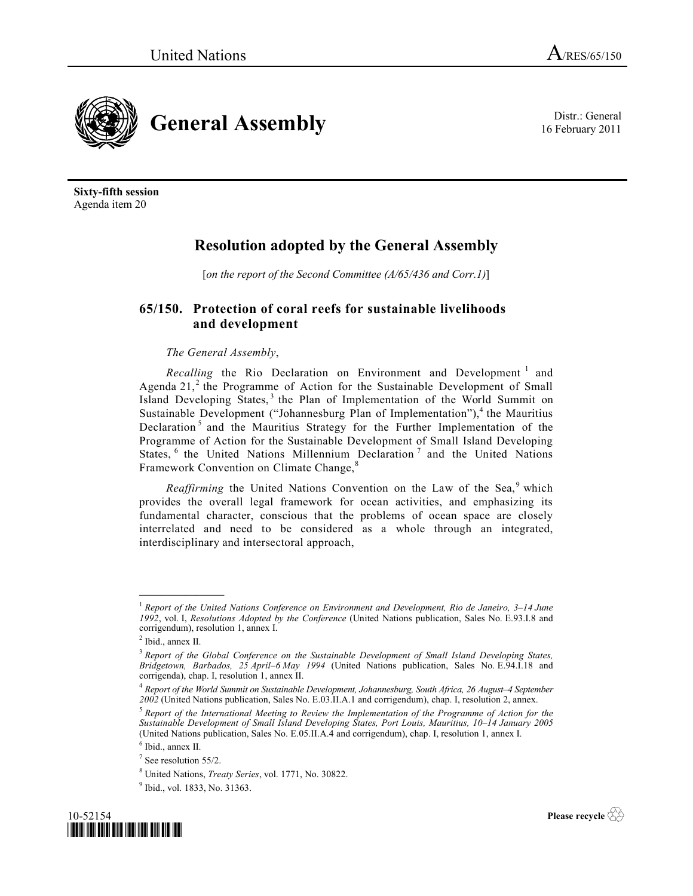United Nations A/RES/65/150

# General Assembly

Distr.: General
16 February 2011

**Sixty-fifth session**
Agenda item 20

## Resolution adopted by the General Assembly

[*on the report of the Second Committee (A/65/436 and Corr.1)*]

### 65/150. Protection of coral reefs for sustainable livelihoods and development

*The General Assembly*,

*Recalling* the Rio Declaration on Environment and Development[1] and Agenda 21,[2] the Programme of Action for the Sustainable Development of Small Island Developing States,[3] the Plan of Implementation of the World Summit on Sustainable Development ("Johannesburg Plan of Implementation"),[4] the Mauritius Declaration[5] and the Mauritius Strategy for the Further Implementation of the Programme of Action for the Sustainable Development of Small Island Developing States,[6] the United Nations Millennium Declaration[7] and the United Nations Framework Convention on Climate Change,[8]

*Reaffirming* the United Nations Convention on the Law of the Sea,[9] which provides the overall legal framework for ocean activities, and emphasizing its fundamental character, conscious that the problems of ocean space are closely interrelated and need to be considered as a whole through an integrated, interdisciplinary and intersectoral approach,

---

[1] *Report of the United Nations Conference on Environment and Development, Rio de Janeiro, 3–14 June 1992*, vol. I, *Resolutions Adopted by the Conference* (United Nations publication, Sales No. E.93.I.8 and corrigendum), resolution 1, annex I.

[2] Ibid., annex II.

[3] *Report of the Global Conference on the Sustainable Development of Small Island Developing States, Bridgetown, Barbados, 25 April–6 May 1994* (United Nations publication, Sales No. E.94.I.18 and corrigenda), chap. I, resolution 1, annex II.

[4] *Report of the World Summit on Sustainable Development, Johannesburg, South Africa, 26 August–4 September 2002* (United Nations publication, Sales No. E.03.II.A.1 and corrigendum), chap. I, resolution 2, annex.

[5] *Report of the International Meeting to Review the Implementation of the Programme of Action for the Sustainable Development of Small Island Developing States, Port Louis, Mauritius, 10–14 January 2005* (United Nations publication, Sales No. E.05.II.A.4 and corrigendum), chap. I, resolution 1, annex I.

[6] Ibid., annex II.

[7] See resolution 55/2.

[8] United Nations, *Treaty Series*, vol. 1771, No. 30822.

[9] Ibid., vol. 1833, No. 31363.

10-52154

Please recycle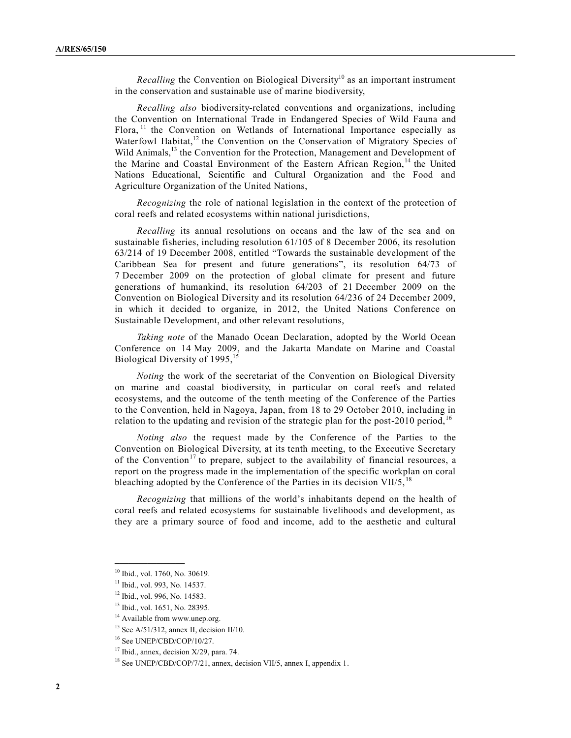*Recalling* the Convention on Biological Diversity[10] as an important instrument in the conservation and sustainable use of marine biodiversity,

*Recalling also* biodiversity-related conventions and organizations, including the Convention on International Trade in Endangered Species of Wild Fauna and Flora,[11] the Convention on Wetlands of International Importance especially as Waterfowl Habitat,[12] the Convention on the Conservation of Migratory Species of Wild Animals,[13] the Convention for the Protection, Management and Development of the Marine and Coastal Environment of the Eastern African Region,[14] the United Nations Educational, Scientific and Cultural Organization and the Food and Agriculture Organization of the United Nations,

*Recognizing* the role of national legislation in the context of the protection of coral reefs and related ecosystems within national jurisdictions,

*Recalling* its annual resolutions on oceans and the law of the sea and on sustainable fisheries, including resolution 61/105 of 8 December 2006, its resolution 63/214 of 19 December 2008, entitled "Towards the sustainable development of the Caribbean Sea for present and future generations", its resolution 64/73 of 7 December 2009 on the protection of global climate for present and future generations of humankind, its resolution 64/203 of 21 December 2009 on the Convention on Biological Diversity and its resolution 64/236 of 24 December 2009, in which it decided to organize, in 2012, the United Nations Conference on Sustainable Development, and other relevant resolutions,

*Taking note* of the Manado Ocean Declaration, adopted by the World Ocean Conference on 14 May 2009, and the Jakarta Mandate on Marine and Coastal Biological Diversity of 1995,[15]

*Noting* the work of the secretariat of the Convention on Biological Diversity on marine and coastal biodiversity, in particular on coral reefs and related ecosystems, and the outcome of the tenth meeting of the Conference of the Parties to the Convention, held in Nagoya, Japan, from 18 to 29 October 2010, including in relation to the updating and revision of the strategic plan for the post-2010 period,[16]

*Noting also* the request made by the Conference of the Parties to the Convention on Biological Diversity, at its tenth meeting, to the Executive Secretary of the Convention[17] to prepare, subject to the availability of financial resources, a report on the progress made in the implementation of the specific workplan on coral bleaching adopted by the Conference of the Parties in its decision VII/5,[18]

*Recognizing* that millions of the world's inhabitants depend on the health of coral reefs and related ecosystems for sustainable livelihoods and development, as they are a primary source of food and income, add to the aesthetic and cultural

---

[10] Ibid., vol. 1760, No. 30619.

[11] Ibid., vol. 993, No. 14537.

[12] Ibid., vol. 996, No. 14583.

[13] Ibid., vol. 1651, No. 28395.

[14] Available from www.unep.org.

[15] See A/51/312, annex II, decision II/10.

[16] See UNEP/CBD/COP/10/27.

[17] Ibid., annex, decision X/29, para. 74.

[18] See UNEP/CBD/COP/7/21, annex, decision VII/5, annex I, appendix 1.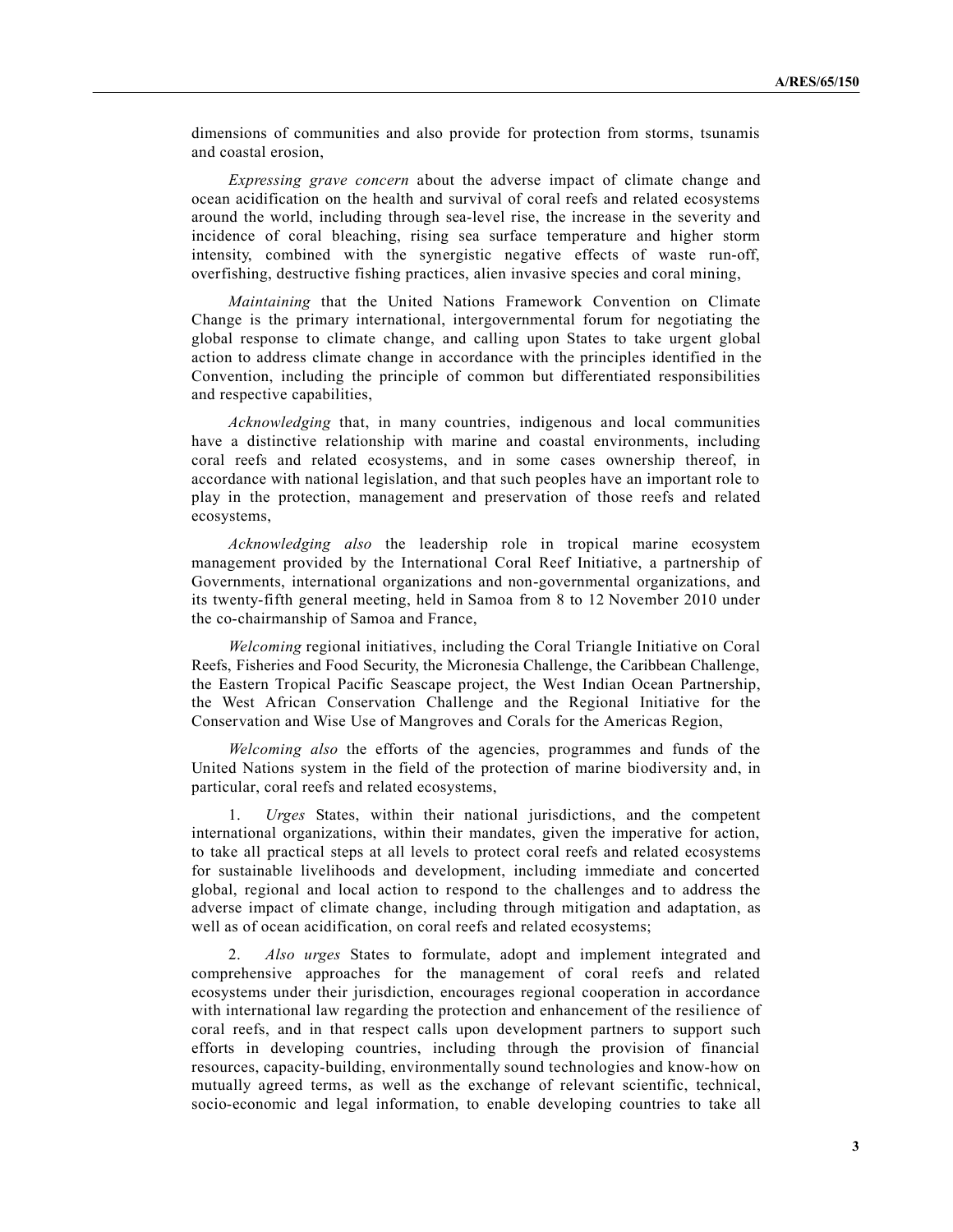dimensions of communities and also provide for protection from storms, tsunamis and coastal erosion,

*Expressing grave concern* about the adverse impact of climate change and ocean acidification on the health and survival of coral reefs and related ecosystems around the world, including through sea-level rise, the increase in the severity and incidence of coral bleaching, rising sea surface temperature and higher storm intensity, combined with the synergistic negative effects of waste run-off, overfishing, destructive fishing practices, alien invasive species and coral mining,

*Maintaining* that the United Nations Framework Convention on Climate Change is the primary international, intergovernmental forum for negotiating the global response to climate change, and calling upon States to take urgent global action to address climate change in accordance with the principles identified in the Convention, including the principle of common but differentiated responsibilities and respective capabilities,

*Acknowledging* that, in many countries, indigenous and local communities have a distinctive relationship with marine and coastal environments, including coral reefs and related ecosystems, and in some cases ownership thereof, in accordance with national legislation, and that such peoples have an important role to play in the protection, management and preservation of those reefs and related ecosystems,

*Acknowledging also* the leadership role in tropical marine ecosystem management provided by the International Coral Reef Initiative, a partnership of Governments, international organizations and non-governmental organizations, and its twenty-fifth general meeting, held in Samoa from 8 to 12 November 2010 under the co-chairmanship of Samoa and France,

*Welcoming* regional initiatives, including the Coral Triangle Initiative on Coral Reefs, Fisheries and Food Security, the Micronesia Challenge, the Caribbean Challenge, the Eastern Tropical Pacific Seascape project, the West Indian Ocean Partnership, the West African Conservation Challenge and the Regional Initiative for the Conservation and Wise Use of Mangroves and Corals for the Americas Region,

*Welcoming also* the efforts of the agencies, programmes and funds of the United Nations system in the field of the protection of marine biodiversity and, in particular, coral reefs and related ecosystems,

1. *Urges* States, within their national jurisdictions, and the competent international organizations, within their mandates, given the imperative for action, to take all practical steps at all levels to protect coral reefs and related ecosystems for sustainable livelihoods and development, including immediate and concerted global, regional and local action to respond to the challenges and to address the adverse impact of climate change, including through mitigation and adaptation, as well as of ocean acidification, on coral reefs and related ecosystems;

2. *Also urges* States to formulate, adopt and implement integrated and comprehensive approaches for the management of coral reefs and related ecosystems under their jurisdiction, encourages regional cooperation in accordance with international law regarding the protection and enhancement of the resilience of coral reefs, and in that respect calls upon development partners to support such efforts in developing countries, including through the provision of financial resources, capacity-building, environmentally sound technologies and know-how on mutually agreed terms, as well as the exchange of relevant scientific, technical, socio-economic and legal information, to enable developing countries to take all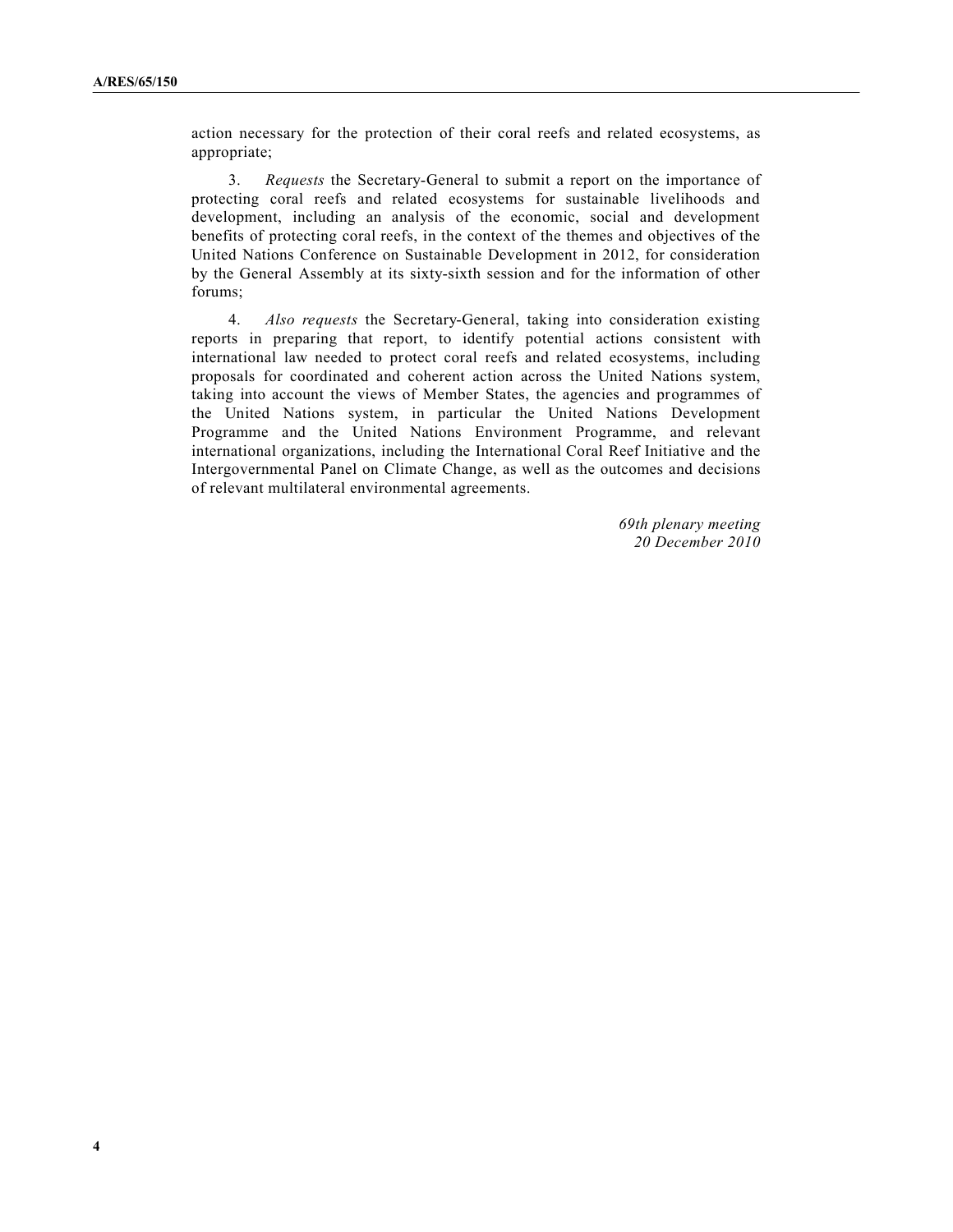action necessary for the protection of their coral reefs and related ecosystems, as appropriate;

3. *Requests* the Secretary-General to submit a report on the importance of protecting coral reefs and related ecosystems for sustainable livelihoods and development, including an analysis of the economic, social and development benefits of protecting coral reefs, in the context of the themes and objectives of the United Nations Conference on Sustainable Development in 2012, for consideration by the General Assembly at its sixty-sixth session and for the information of other forums;

4. *Also requests* the Secretary-General, taking into consideration existing reports in preparing that report, to identify potential actions consistent with international law needed to protect coral reefs and related ecosystems, including proposals for coordinated and coherent action across the United Nations system, taking into account the views of Member States, the agencies and programmes of the United Nations system, in particular the United Nations Development Programme and the United Nations Environment Programme, and relevant international organizations, including the International Coral Reef Initiative and the Intergovernmental Panel on Climate Change, as well as the outcomes and decisions of relevant multilateral environmental agreements.

*69th plenary meeting*
*20 December 2010*